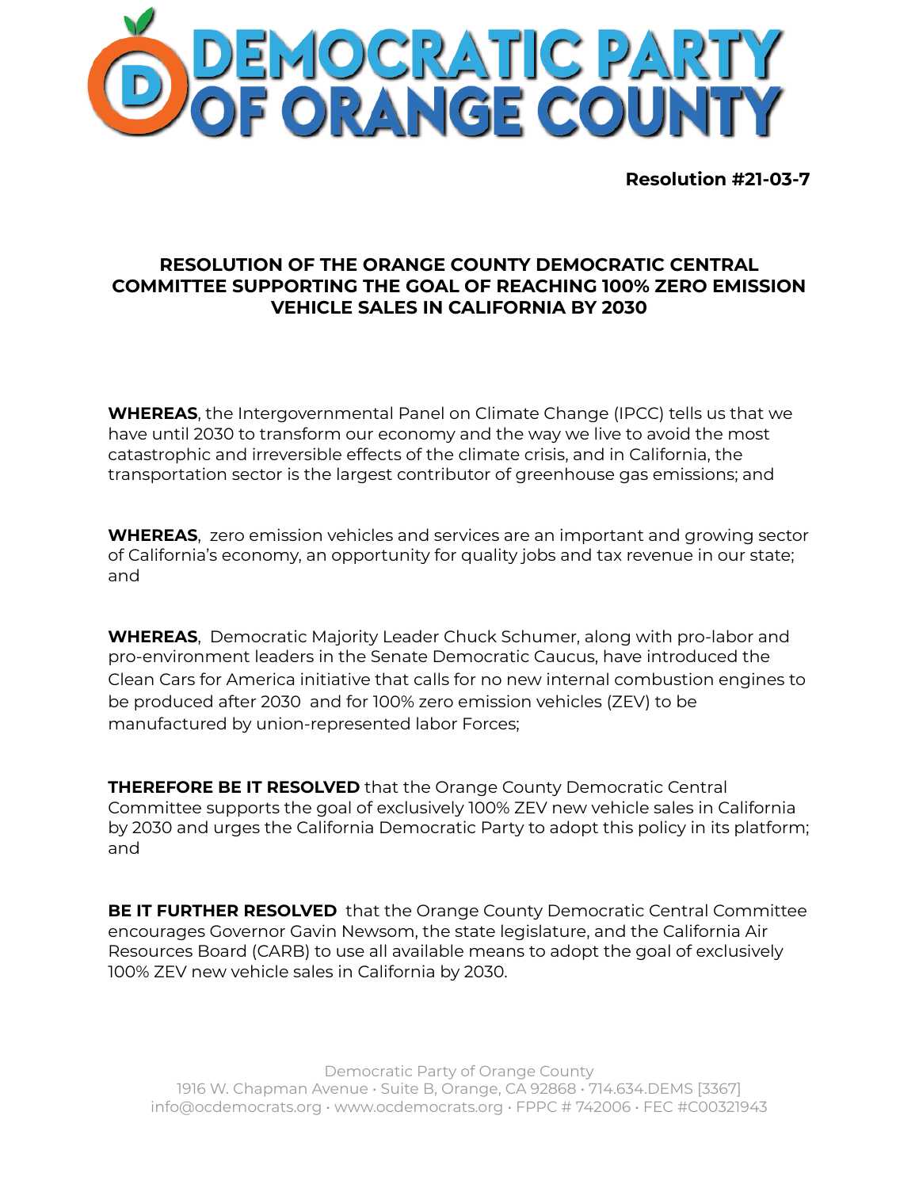# DEMOCRATIC PARTY OF ORANGE COUNTY

**Resolution #21-03-7**

## RESOLUTION OF THE ORANGE COUNTY DEMOCRATIC CENTRAL COMMITTEE SUPPORTING THE GOAL OF REACHING 100% ZERO EMISSION VEHICLE SALES IN CALIFORNIA BY 2030

**WHEREAS**, the Intergovernmental Panel on Climate Change (IPCC) tells us that we have until 2030 to transform our economy and the way we live to avoid the most catastrophic and irreversible effects of the climate crisis, and in California, the transportation sector is the largest contributor of greenhouse gas emissions; and

**WHEREAS**, zero emission vehicles and services are an important and growing sector of California's economy, an opportunity for quality jobs and tax revenue in our state; and

**WHEREAS**, Democratic Majority Leader Chuck Schumer, along with pro-labor and pro-environment leaders in the Senate Democratic Caucus, have introduced the Clean Cars for America initiative that calls for no new internal combustion engines to be produced after 2030 and for 100% zero emission vehicles (ZEV) to be manufactured by union-represented labor Forces;

**THEREFORE BE IT RESOLVED** that the Orange County Democratic Central Committee supports the goal of exclusively 100% ZEV new vehicle sales in California by 2030 and urges the California Democratic Party to adopt this policy in its platform; and

**BE IT FURTHER RESOLVED** that the Orange County Democratic Central Committee encourages Governor Gavin Newsom, the state legislature, and the California Air Resources Board (CARB) to use all available means to adopt the goal of exclusively 100% ZEV new vehicle sales in California by 2030.

Democratic Party of Orange County
1916 W. Chapman Avenue • Suite B, Orange, CA 92868 • 714.634.DEMS [3367]
info@ocdemocrats.org • www.ocdemocrats.org • FPPC # 742006 • FEC #C00321943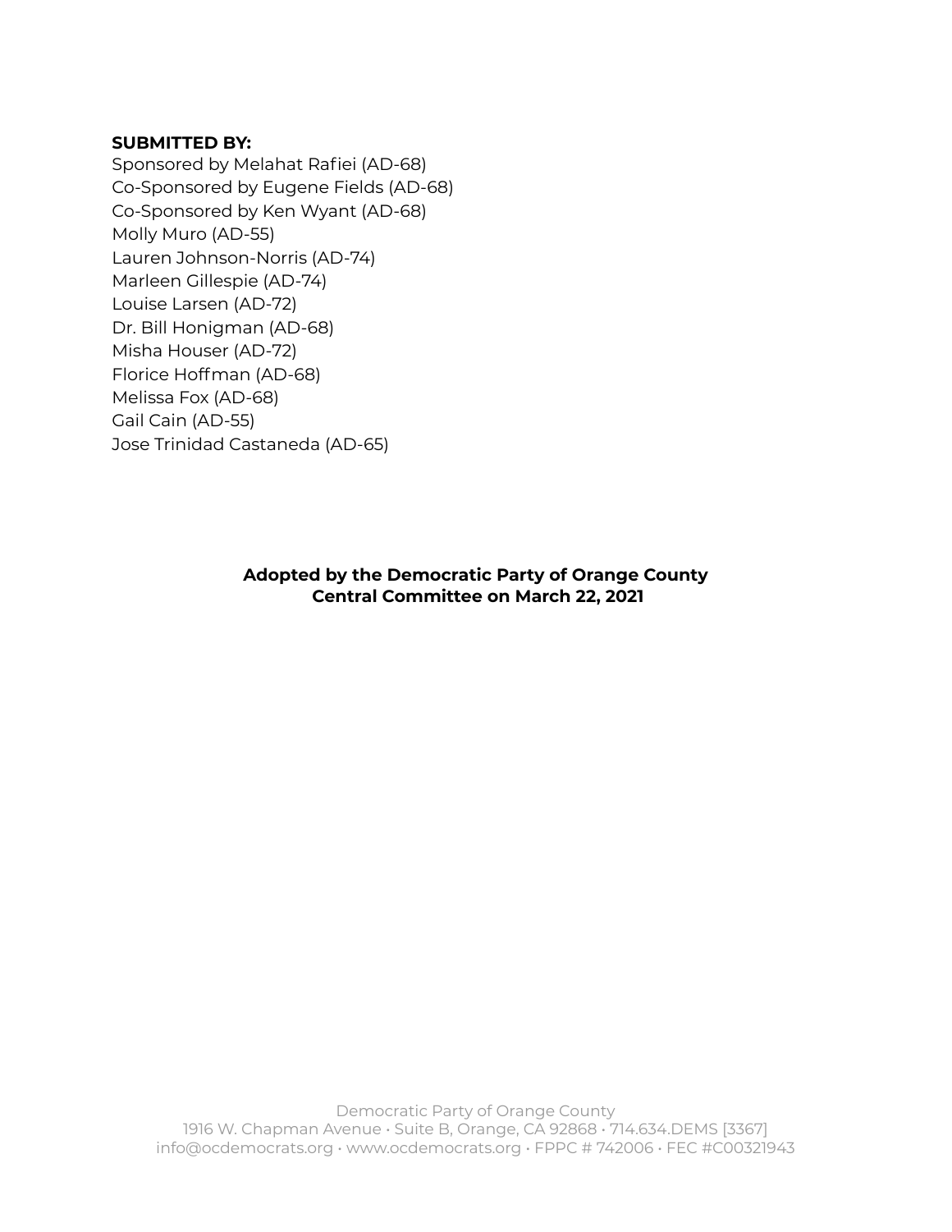**SUBMITTED BY:**
Sponsored by Melahat Rafiei (AD-68)
Co-Sponsored by Eugene Fields (AD-68)
Co-Sponsored by Ken Wyant (AD-68)
Molly Muro (AD-55)
Lauren Johnson-Norris (AD-74)
Marleen Gillespie (AD-74)
Louise Larsen (AD-72)
Dr. Bill Honigman (AD-68)
Misha Houser (AD-72)
Florice Hoffman (AD-68)
Melissa Fox (AD-68)
Gail Cain (AD-55)
Jose Trinidad Castaneda (AD-65)

**Adopted by the Democratic Party of Orange County Central Committee on March 22, 2021**

Democratic Party of Orange County
1916 W. Chapman Avenue • Suite B, Orange, CA 92868 • 714.634.DEMS [3367]
info@ocdemocrats.org • www.ocdemocrats.org • FPPC # 742006 • FEC #C00321943